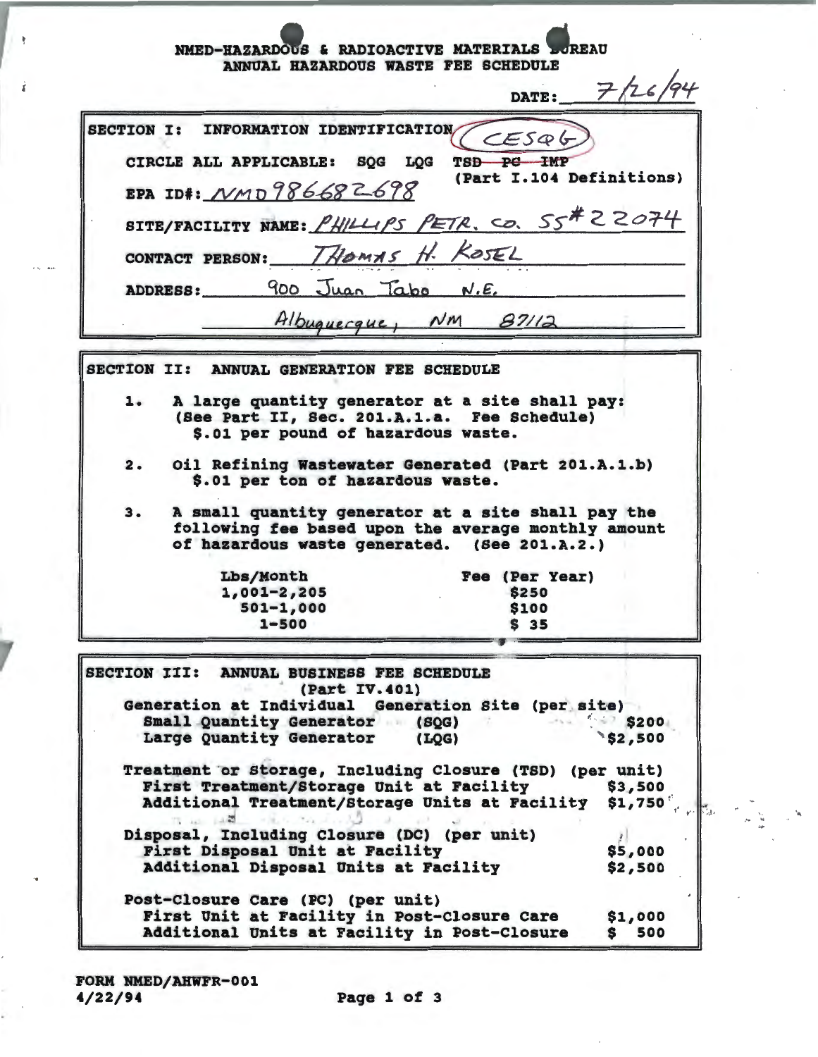# NMED-HAZARDOUS & RADIOACTIVE MATERIALS BUREAU
## ANNUAL HAZARDOUS WASTE FEE SCHEDULE

DATE: 7/26/94

### SECTION I: INFORMATION IDENTIFICATION

CESQG

CIRCLE ALL APPLICABLE: SQG LQG TSD ~~PC~~ ~~IMP~~ (Part I.104 Definitions)

EPA ID#: NMD986682698

SITE/FACILITY NAME: PHILLIPS PETR. CO. SS#22074

CONTACT PERSON: THOMAS H. KOSEL

ADDRESS: 900 Juan Tabo N.E.

Albuquerque, NM 87112

### SECTION II: ANNUAL GENERATION FEE SCHEDULE

1. A large quantity generator at a site shall pay: (See Part II, Sec. 201.A.1.a. Fee Schedule) $.01 per pound of hazardous waste.
2. Oil Refining Wastewater Generated (Part 201.A.1.b) $.01 per ton of hazardous waste.
3. A small quantity generator at a site shall pay the following fee based upon the average monthly amount of hazardous waste generated. (See 201.A.2.)

| Lbs/Month | Fee (Per Year) |
|---|---|
| 1,001-2,205 | $250 |
| 501-1,000 | $100 |
| 1-500 | $ 35 |

### SECTION III: ANNUAL BUSINESS FEE SCHEDULE (Part IV.401)

| | |
|---|---|
| **Generation at Individual Generation Site (per site)** | |
| Small Quantity Generator (SQG) | $200 |
| Large Quantity Generator (LQG) | $2,500 |
| **Treatment or Storage, Including Closure (TSD) (per unit)** | |
| First Treatment/Storage Unit at Facility | $3,500 |
| Additional Treatment/Storage Units at Facility | $1,750 |
| **Disposal, Including Closure (DC) (per unit)** | |
| First Disposal Unit at Facility | $5,000 |
| Additional Disposal Units at Facility | $2,500 |
| **Post-Closure Care (PC) (per unit)** | |
| First Unit at Facility in Post-Closure Care | $1,000 |
| Additional Units at Facility in Post-Closure | $ 500 |

FORM NMED/AHWFR-001
4/22/94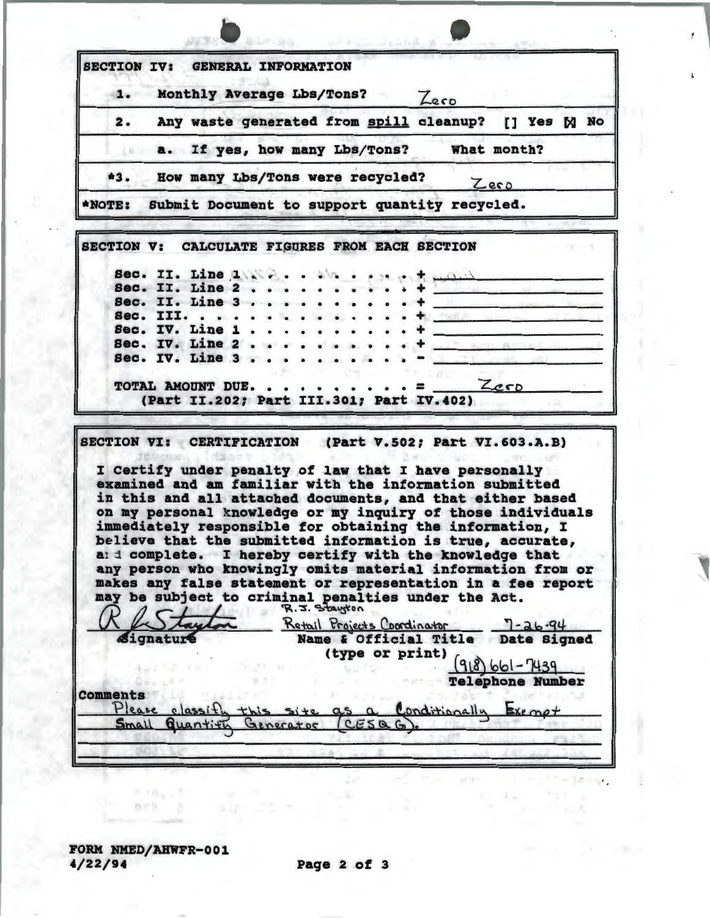## SECTION IV: GENERAL INFORMATION

| | | |
|---|---|---|
| 1. | Monthly Average Lbs/Tons? | Zero |
| 2. | Any waste generated from <u>spill</u> cleanup? [] Yes [X] No | |
| | a. If yes, how many Lbs/Tons? | What month? |
| *3. | How many Lbs/Tons were recycled? | Zero |

*NOTE: Submit Document to support quantity recycled.

## SECTION V: CALCULATE FIGURES FROM EACH SECTION

| | | |
|---|---|---|
| Sec. II. Line 1 | + | n/a |
| Sec. II. Line 2 | + | |
| Sec. II. Line 3 | + | |
| Sec. III. | + | |
| Sec. IV. Line 1 | + | |
| Sec. IV. Line 2 | + | |
| Sec. IV. Line 3 | - | |
| TOTAL AMOUNT DUE. | = | Zero |

(Part II.202; Part III.301; Part IV.402)

## SECTION VI: CERTIFICATION (Part V.502; Part VI.603.A.B)

I Certify under penalty of law that I have personally examined and am familiar with the information submitted in this and all attached documents, and that either based on my personal knowledge or my inquiry of those individuals immediately responsible for obtaining the information, I believe that the submitted information is true, accurate, and complete. I hereby certify with the knowledge that any person who knowingly omits material information from or makes any false statement or representation in a fee report may be subject to criminal penalties under the Act.

| Signature | Name & Official Title (type or print) | Date Signed |
|---|---|---|
| R J Stayton | R. J. Stayton, Retail Projects Coordinator | 7-26-94 |

(918) 661-7439
Telephone Number

**Comments**

Please classify this site as a Conditionally Exempt Small Quantity Generator (CESQG).

FORM NMED/AHWFR-001
4/22/94